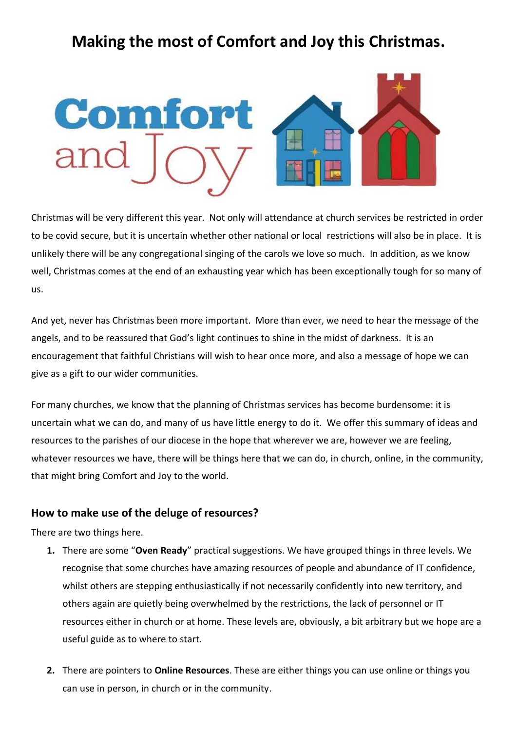# Making the most of Comfort and Joy this Christmas.

Christmas will be very different this year. Not only will attendance at church services be restricted in order to be covid secure, but it is uncertain whether other national or local restrictions will also be in place. It is unlikely there will be any congregational singing of the carols we love so much. In addition, as we know well, Christmas comes at the end of an exhausting year which has been exceptionally tough for so many of us.

And yet, never has Christmas been more important. More than ever, we need to hear the message of the angels, and to be reassured that God's light continues to shine in the midst of darkness. It is an encouragement that faithful Christians will wish to hear once more, and also a message of hope we can give as a gift to our wider communities.

For many churches, we know that the planning of Christmas services has become burdensome: it is uncertain what we can do, and many of us have little energy to do it. We offer this summary of ideas and resources to the parishes of our diocese in the hope that wherever we are, however we are feeling, whatever resources we have, there will be things here that we can do, in church, online, in the community, that might bring Comfort and Joy to the world.

## How to make use of the deluge of resources?

There are two things here.

1. There are some "**Oven Ready**" practical suggestions. We have grouped things in three levels. We recognise that some churches have amazing resources of people and abundance of IT confidence, whilst others are stepping enthusiastically if not necessarily confidently into new territory, and others again are quietly being overwhelmed by the restrictions, the lack of personnel or IT resources either in church or at home. These levels are, obviously, a bit arbitrary but we hope are a useful guide as to where to start.

2. There are pointers to **Online Resources**. These are either things you can use online or things you can use in person, in church or in the community.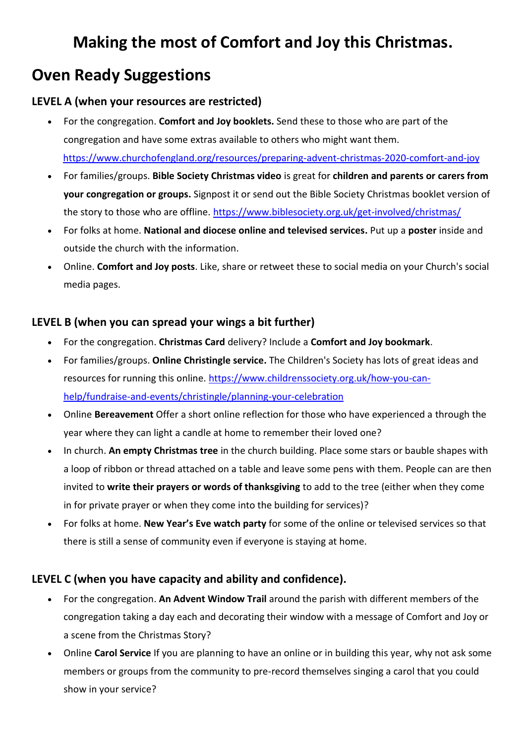# Making the most of Comfort and Joy this Christmas.

## Oven Ready Suggestions

### LEVEL A (when your resources are restricted)

- For the congregation. **Comfort and Joy booklets.** Send these to those who are part of the congregation and have some extras available to others who might want them. https://www.churchofengland.org/resources/preparing-advent-christmas-2020-comfort-and-joy
- For families/groups. **Bible Society Christmas video** is great for **children and parents or carers from your congregation or groups.** Signpost it or send out the Bible Society Christmas booklet version of the story to those who are offline. https://www.biblesociety.org.uk/get-involved/christmas/
- For folks at home. **National and diocese online and televised services.** Put up a **poster** inside and outside the church with the information.
- Online. **Comfort and Joy posts**. Like, share or retweet these to social media on your Church's social media pages.

### LEVEL B (when you can spread your wings a bit further)

- For the congregation. **Christmas Card** delivery? Include a **Comfort and Joy bookmark**.
- For families/groups. **Online Christingle service.** The Children's Society has lots of great ideas and resources for running this online. https://www.childrenssociety.org.uk/how-you-can-help/fundraise-and-events/christingle/planning-your-celebration
- Online **Bereavement** Offer a short online reflection for those who have experienced a through the year where they can light a candle at home to remember their loved one?
- In church. **An empty Christmas tree** in the church building. Place some stars or bauble shapes with a loop of ribbon or thread attached on a table and leave some pens with them. People can are then invited to **write their prayers or words of thanksgiving** to add to the tree (either when they come in for private prayer or when they come into the building for services)?
- For folks at home. **New Year's Eve watch party** for some of the online or televised services so that there is still a sense of community even if everyone is staying at home.

### LEVEL C (when you have capacity and ability and confidence).

- For the congregation. **An Advent Window Trail** around the parish with different members of the congregation taking a day each and decorating their window with a message of Comfort and Joy or a scene from the Christmas Story?
- Online **Carol Service** If you are planning to have an online or in building this year, why not ask some members or groups from the community to pre-record themselves singing a carol that you could show in your service?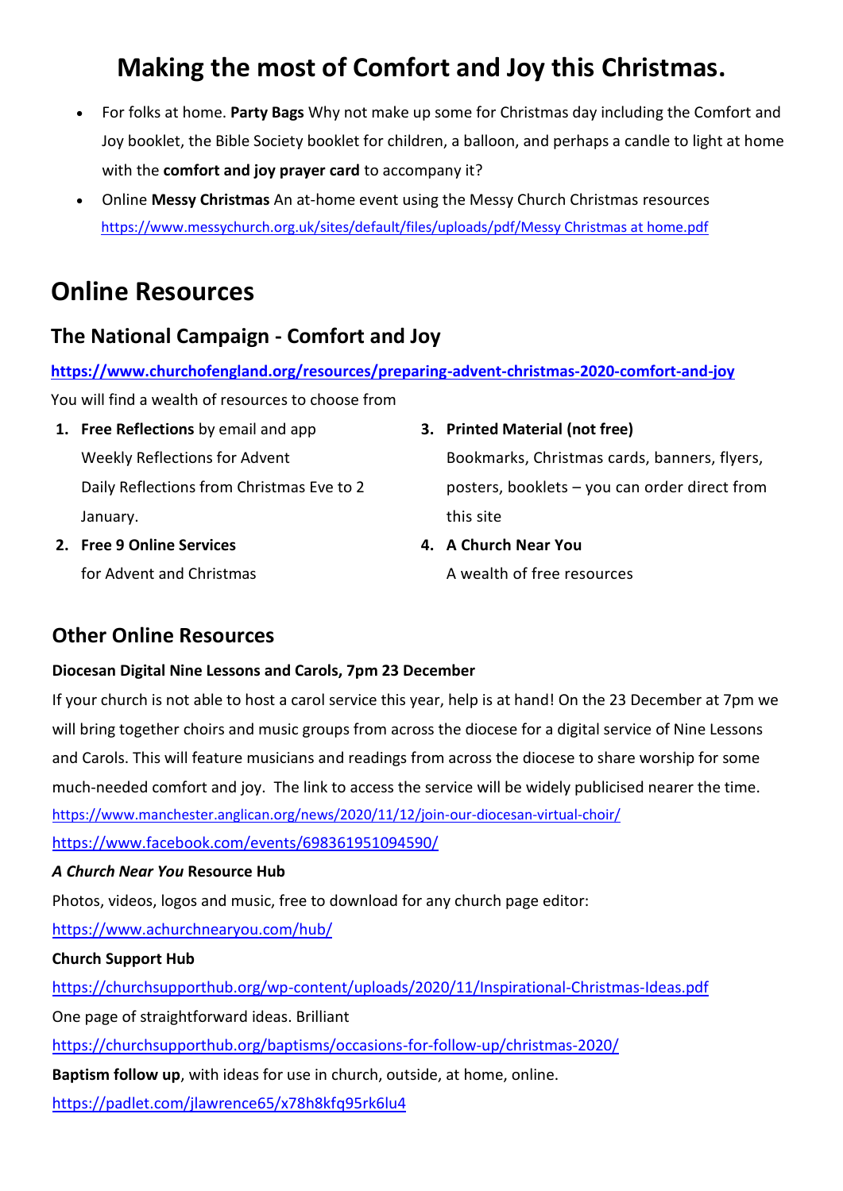# Making the most of Comfort and Joy this Christmas.

- For folks at home. **Party Bags** Why not make up some for Christmas day including the Comfort and Joy booklet, the Bible Society booklet for children, a balloon, and perhaps a candle to light at home with the **comfort and joy prayer card** to accompany it?
- Online **Messy Christmas** An at-home event using the Messy Church Christmas resources https://www.messychurch.org.uk/sites/default/files/uploads/pdf/Messy Christmas at home.pdf

# Online Resources

## The National Campaign - Comfort and Joy

**https://www.churchofengland.org/resources/preparing-advent-christmas-2020-comfort-and-joy**

You will find a wealth of resources to choose from

1. **Free Reflections** by email and app
   Weekly Reflections for Advent
   Daily Reflections from Christmas Eve to 2 January.
2. **Free 9 Online Services**
   for Advent and Christmas
3. **Printed Material (not free)**
   Bookmarks, Christmas cards, banners, flyers, posters, booklets – you can order direct from this site
4. **A Church Near You**
   A wealth of free resources

## Other Online Resources

**Diocesan Digital Nine Lessons and Carols, 7pm 23 December**

If your church is not able to host a carol service this year, help is at hand! On the 23 December at 7pm we will bring together choirs and music groups from across the diocese for a digital service of Nine Lessons and Carols. This will feature musicians and readings from across the diocese to share worship for some much-needed comfort and joy. The link to access the service will be widely publicised nearer the time.

https://www.manchester.anglican.org/news/2020/11/12/join-our-diocesan-virtual-choir/

https://www.facebook.com/events/698361951094590/

***A Church Near You*** **Resource Hub**

Photos, videos, logos and music, free to download for any church page editor:

https://www.achurchnearyou.com/hub/

**Church Support Hub**

https://churchsupporthub.org/wp-content/uploads/2020/11/Inspirational-Christmas-Ideas.pdf

One page of straightforward ideas. Brilliant

https://churchsupporthub.org/baptisms/occasions-for-follow-up/christmas-2020/

**Baptism follow up**, with ideas for use in church, outside, at home, online.

https://padlet.com/jlawrence65/x78h8kfq95rk6lu4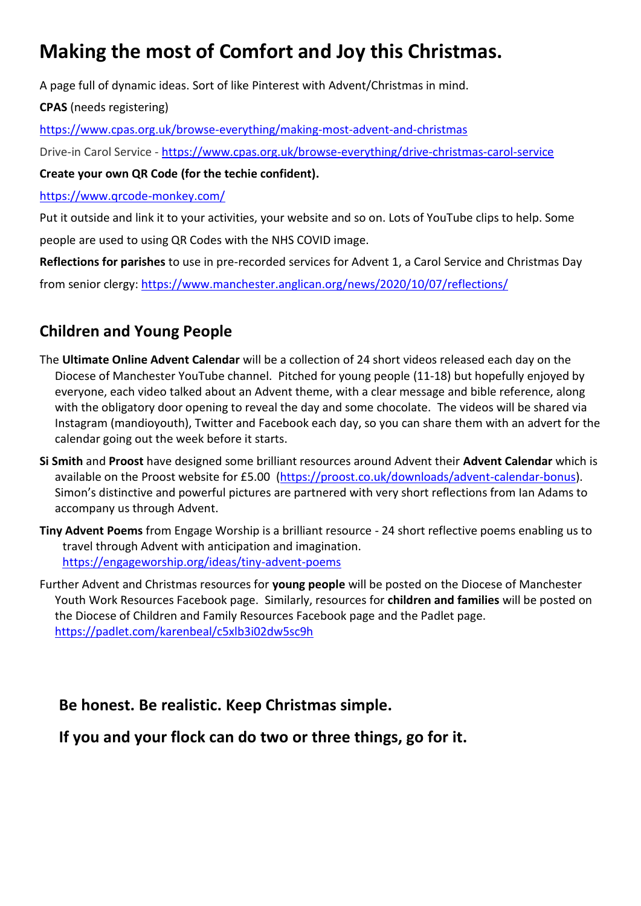# Making the most of Comfort and Joy this Christmas.

A page full of dynamic ideas. Sort of like Pinterest with Advent/Christmas in mind.

**CPAS** (needs registering)

https://www.cpas.org.uk/browse-everything/making-most-advent-and-christmas

Drive-in Carol Service - https://www.cpas.org.uk/browse-everything/drive-christmas-carol-service

**Create your own QR Code (for the techie confident).**

https://www.qrcode-monkey.com/

Put it outside and link it to your activities, your website and so on. Lots of YouTube clips to help. Some people are used to using QR Codes with the NHS COVID image.

**Reflections for parishes** to use in pre-recorded services for Advent 1, a Carol Service and Christmas Day from senior clergy: https://www.manchester.anglican.org/news/2020/10/07/reflections/

## Children and Young People

The **Ultimate Online Advent Calendar** will be a collection of 24 short videos released each day on the Diocese of Manchester YouTube channel. Pitched for young people (11-18) but hopefully enjoyed by everyone, each video talked about an Advent theme, with a clear message and bible reference, along with the obligatory door opening to reveal the day and some chocolate. The videos will be shared via Instagram (mandioyouth), Twitter and Facebook each day, so you can share them with an advert for the calendar going out the week before it starts.

**Si Smith** and **Proost** have designed some brilliant resources around Advent their **Advent Calendar** which is available on the Proost website for £5.00 (https://proost.co.uk/downloads/advent-calendar-bonus). Simon's distinctive and powerful pictures are partnered with very short reflections from Ian Adams to accompany us through Advent.

**Tiny Advent Poems** from Engage Worship is a brilliant resource - 24 short reflective poems enabling us to travel through Advent with anticipation and imagination. https://engageworship.org/ideas/tiny-advent-poems

Further Advent and Christmas resources for **young people** will be posted on the Diocese of Manchester Youth Work Resources Facebook page. Similarly, resources for **children and families** will be posted on the Diocese of Children and Family Resources Facebook page and the Padlet page. https://padlet.com/karenbeal/c5xlb3i02dw5sc9h

**Be honest. Be realistic. Keep Christmas simple.**

**If you and your flock can do two or three things, go for it.**